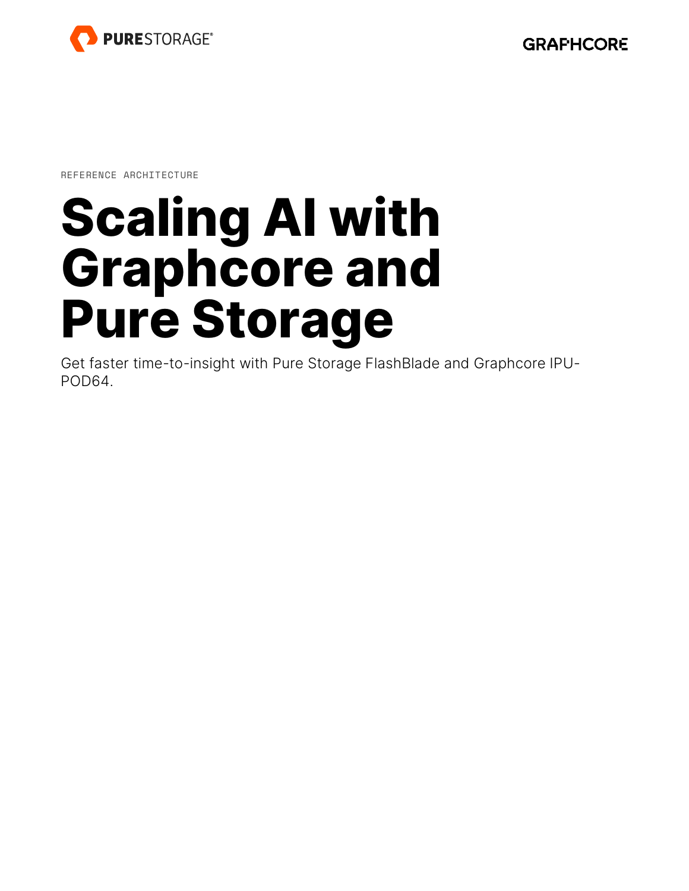REFERENCE ARCHITECTURE

# Scaling AI with Graphcore and Pure Storage

Get faster time-to-insight with Pure Storage FlashBlade and Graphcore IPU-POD64.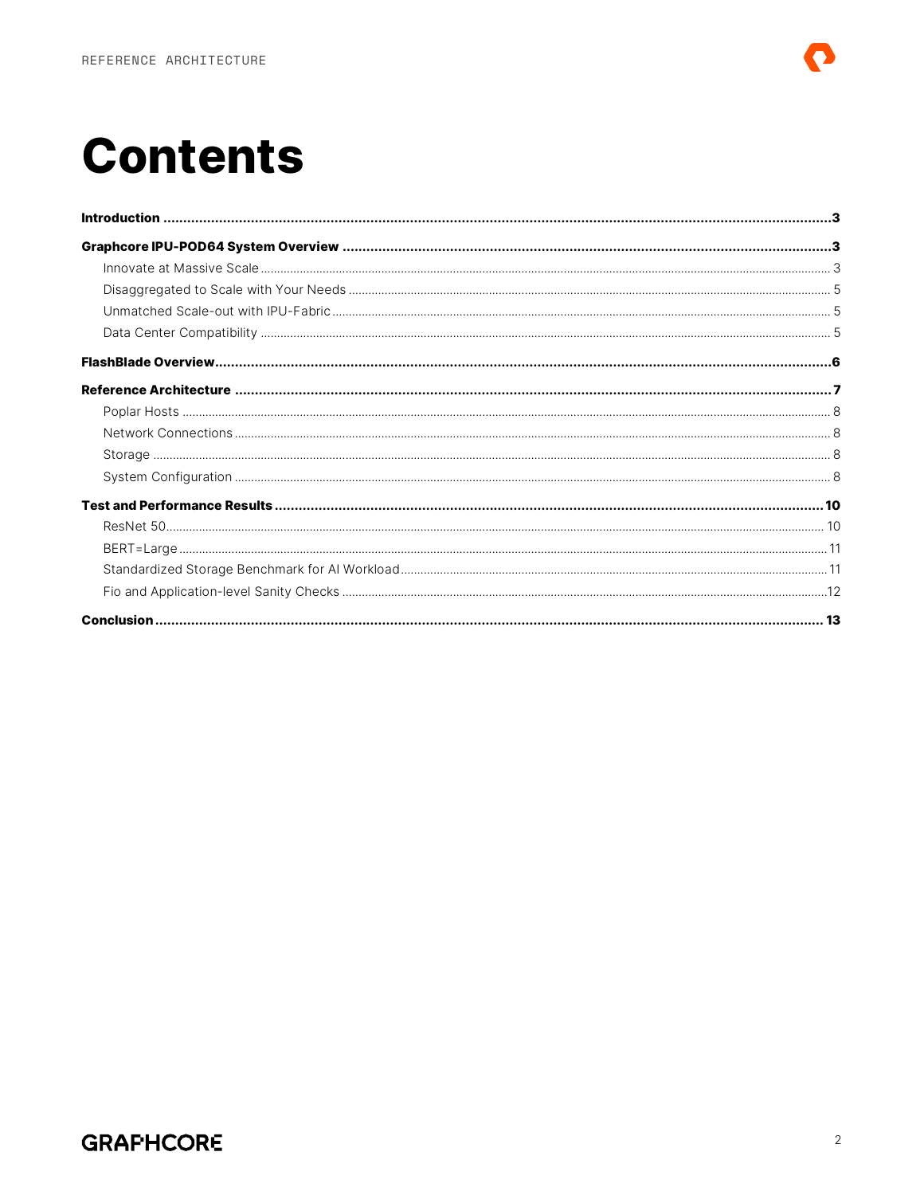# Contents

**Introduction** ..... **3**

**Graphcore IPU-POD64 System Overview** ..... **3**

- Innovate at Massive Scale ..... 3
- Disaggregated to Scale with Your Needs ..... 5
- Unmatched Scale-out with IPU-Fabric ..... 5
- Data Center Compatibility ..... 5

**FlashBlade Overview** ..... **6**

**Reference Architecture** ..... **7**

- Poplar Hosts ..... 8
- Network Connections ..... 8
- Storage ..... 8
- System Configuration ..... 8

**Test and Performance Results** ..... **10**

- ResNet 50 ..... 10
- BERT=Large ..... 11
- Standardized Storage Benchmark for AI Workload ..... 11
- Fio and Application-level Sanity Checks ..... 12

**Conclusion** ..... **13**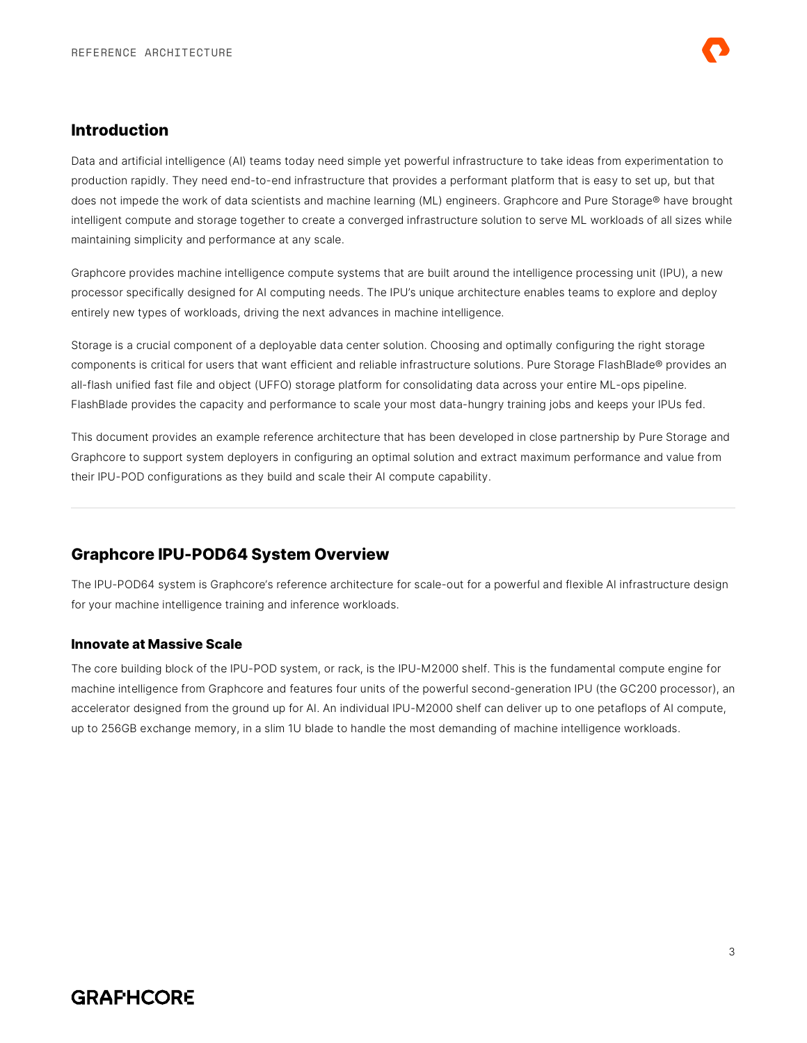## Introduction

Data and artificial intelligence (AI) teams today need simple yet powerful infrastructure to take ideas from experimentation to production rapidly. They need end-to-end infrastructure that provides a performant platform that is easy to set up, but that does not impede the work of data scientists and machine learning (ML) engineers. Graphcore and Pure Storage® have brought intelligent compute and storage together to create a converged infrastructure solution to serve ML workloads of all sizes while maintaining simplicity and performance at any scale.

Graphcore provides machine intelligence compute systems that are built around the intelligence processing unit (IPU), a new processor specifically designed for AI computing needs. The IPU's unique architecture enables teams to explore and deploy entirely new types of workloads, driving the next advances in machine intelligence.

Storage is a crucial component of a deployable data center solution. Choosing and optimally configuring the right storage components is critical for users that want efficient and reliable infrastructure solutions. Pure Storage FlashBlade® provides an all-flash unified fast file and object (UFFO) storage platform for consolidating data across your entire ML-ops pipeline. FlashBlade provides the capacity and performance to scale your most data-hungry training jobs and keeps your IPUs fed.

This document provides an example reference architecture that has been developed in close partnership by Pure Storage and Graphcore to support system deployers in configuring an optimal solution and extract maximum performance and value from their IPU-POD configurations as they build and scale their AI compute capability.

---

## Graphcore IPU-POD64 System Overview

The IPU-POD64 system is Graphcore's reference architecture for scale-out for a powerful and flexible AI infrastructure design for your machine intelligence training and inference workloads.

### Innovate at Massive Scale

The core building block of the IPU-POD system, or rack, is the IPU-M2000 shelf. This is the fundamental compute engine for machine intelligence from Graphcore and features four units of the powerful second-generation IPU (the GC200 processor), an accelerator designed from the ground up for AI. An individual IPU-M2000 shelf can deliver up to one petaflops of AI compute, up to 256GB exchange memory, in a slim 1U blade to handle the most demanding of machine intelligence workloads.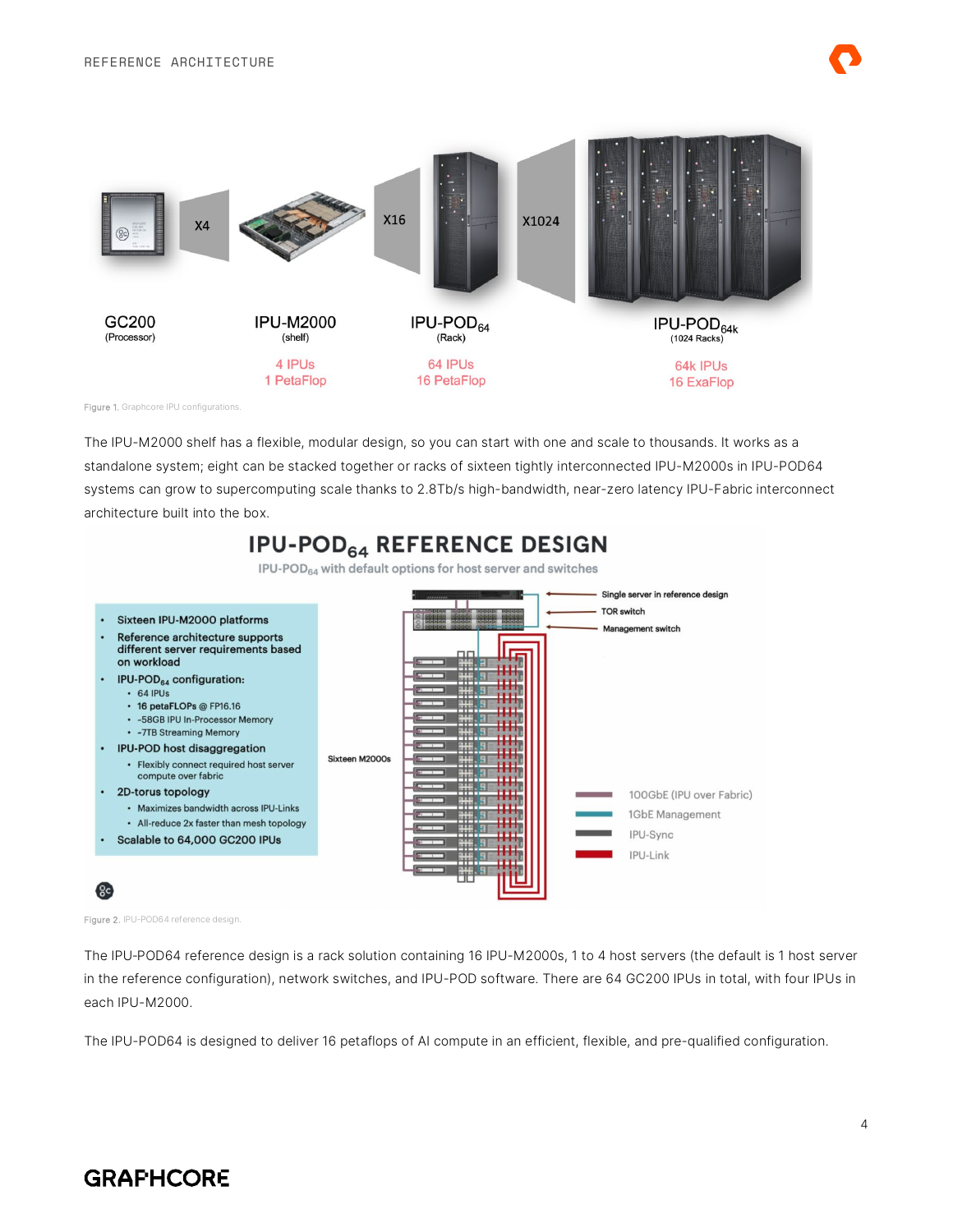Figure 1. Graphcore IPU configurations.

The IPU-M2000 shelf has a flexible, modular design, so you can start with one and scale to thousands. It works as a standalone system; eight can be stacked together or racks of sixteen tightly interconnected IPU-M2000s in IPU-POD64 systems can grow to supercomputing scale thanks to 2.8Tb/s high-bandwidth, near-zero latency IPU-Fabric interconnect architecture built into the box.

Figure 2. IPU-POD64 reference design.

The IPU-POD64 reference design is a rack solution containing 16 IPU-M2000s, 1 to 4 host servers (the default is 1 host server in the reference configuration), network switches, and IPU-POD software. There are 64 GC200 IPUs in total, with four IPUs in each IPU-M2000.

The IPU-POD64 is designed to deliver 16 petaflops of AI compute in an efficient, flexible, and pre-qualified configuration.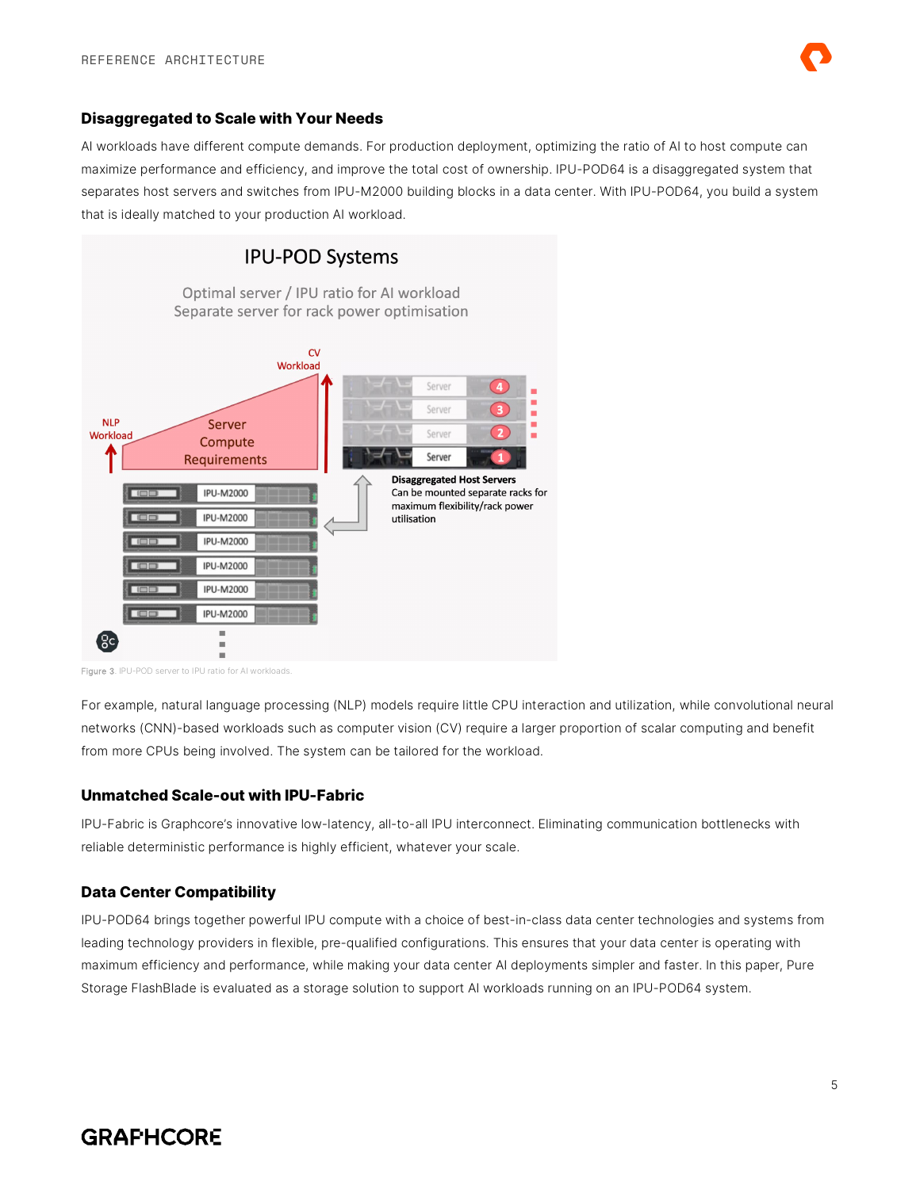### Disaggregated to Scale with Your Needs

AI workloads have different compute demands. For production deployment, optimizing the ratio of AI to host compute can maximize performance and efficiency, and improve the total cost of ownership. IPU-POD64 is a disaggregated system that separates host servers and switches from IPU-M2000 building blocks in a data center. With IPU-POD64, you build a system that is ideally matched to your production AI workload.

Figure 3. IPU-POD server to IPU ratio for AI workloads.

For example, natural language processing (NLP) models require little CPU interaction and utilization, while convolutional neural networks (CNN)-based workloads such as computer vision (CV) require a larger proportion of scalar computing and benefit from more CPUs being involved. The system can be tailored for the workload.

### Unmatched Scale-out with IPU-Fabric

IPU-Fabric is Graphcore's innovative low-latency, all-to-all IPU interconnect. Eliminating communication bottlenecks with reliable deterministic performance is highly efficient, whatever your scale.

### Data Center Compatibility

IPU-POD64 brings together powerful IPU compute with a choice of best-in-class data center technologies and systems from leading technology providers in flexible, pre-qualified configurations. This ensures that your data center is operating with maximum efficiency and performance, while making your data center AI deployments simpler and faster. In this paper, Pure Storage FlashBlade is evaluated as a storage solution to support AI workloads running on an IPU-POD64 system.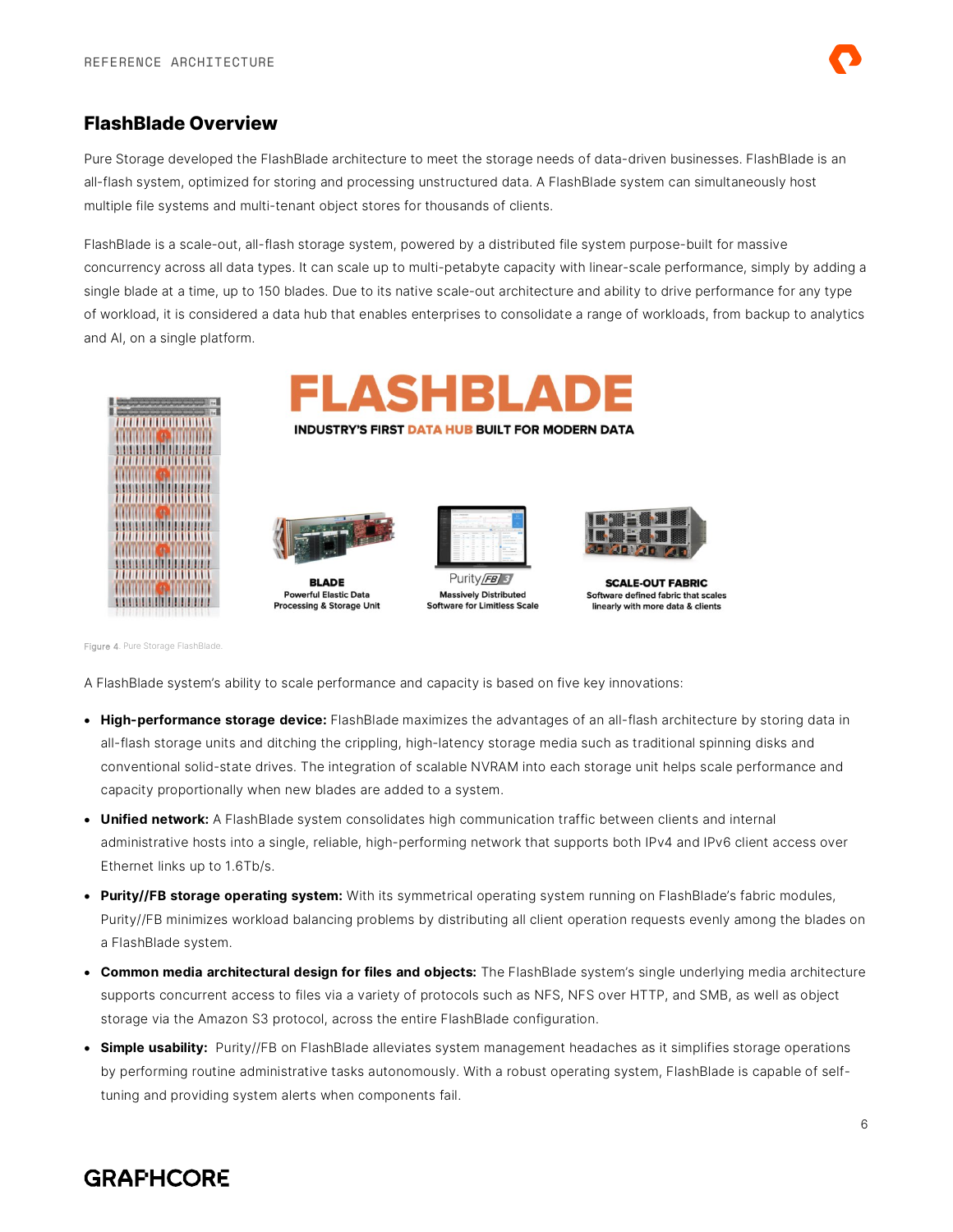## FlashBlade Overview

Pure Storage developed the FlashBlade architecture to meet the storage needs of data-driven businesses. FlashBlade is an all-flash system, optimized for storing and processing unstructured data. A FlashBlade system can simultaneously host multiple file systems and multi-tenant object stores for thousands of clients.

FlashBlade is a scale-out, all-flash storage system, powered by a distributed file system purpose-built for massive concurrency across all data types. It can scale up to multi-petabyte capacity with linear-scale performance, simply by adding a single blade at a time, up to 150 blades. Due to its native scale-out architecture and ability to drive performance for any type of workload, it is considered a data hub that enables enterprises to consolidate a range of workloads, from backup to analytics and AI, on a single platform.

Figure 4. Pure Storage FlashBlade.

A FlashBlade system's ability to scale performance and capacity is based on five key innovations:

- **High-performance storage device:** FlashBlade maximizes the advantages of an all-flash architecture by storing data in all-flash storage units and ditching the crippling, high-latency storage media such as traditional spinning disks and conventional solid-state drives. The integration of scalable NVRAM into each storage unit helps scale performance and capacity proportionally when new blades are added to a system.
- **Unified network:** A FlashBlade system consolidates high communication traffic between clients and internal administrative hosts into a single, reliable, high-performing network that supports both IPv4 and IPv6 client access over Ethernet links up to 1.6Tb/s.
- **Purity//FB storage operating system:** With its symmetrical operating system running on FlashBlade's fabric modules, Purity//FB minimizes workload balancing problems by distributing all client operation requests evenly among the blades on a FlashBlade system.
- **Common media architectural design for files and objects:** The FlashBlade system's single underlying media architecture supports concurrent access to files via a variety of protocols such as NFS, NFS over HTTP, and SMB, as well as object storage via the Amazon S3 protocol, across the entire FlashBlade configuration.
- **Simple usability:** Purity//FB on FlashBlade alleviates system management headaches as it simplifies storage operations by performing routine administrative tasks autonomously. With a robust operating system, FlashBlade is capable of self-tuning and providing system alerts when components fail.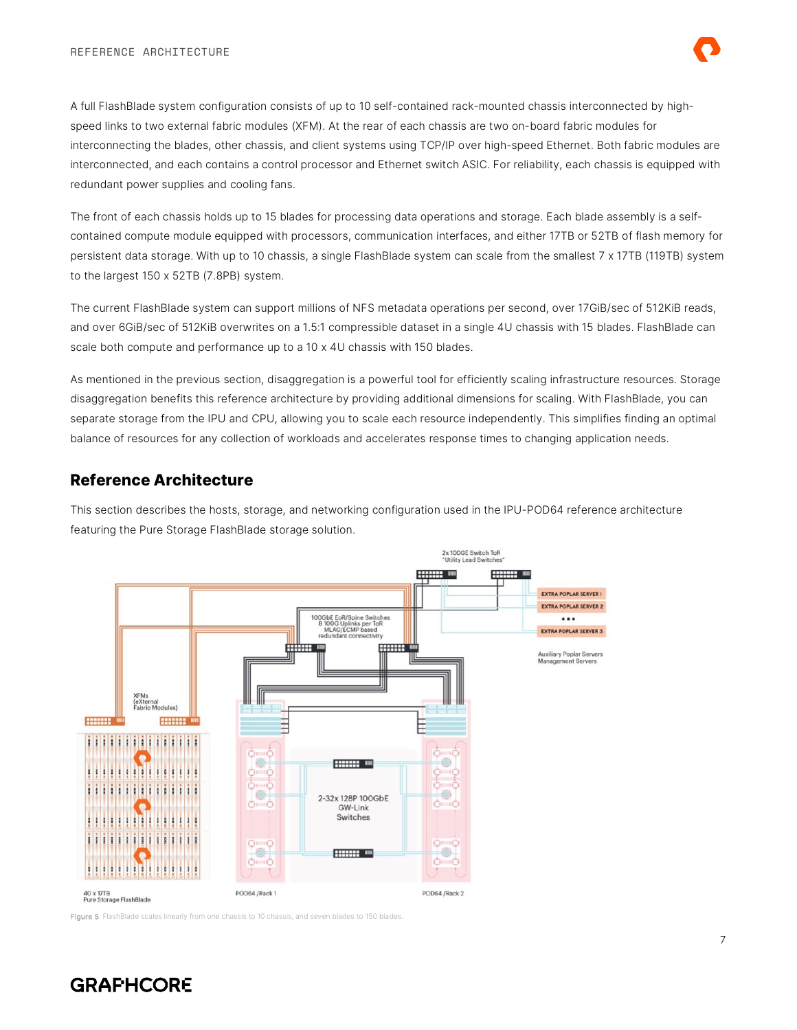A full FlashBlade system configuration consists of up to 10 self-contained rack-mounted chassis interconnected by high-speed links to two external fabric modules (XFM). At the rear of each chassis are two on-board fabric modules for interconnecting the blades, other chassis, and client systems using TCP/IP over high-speed Ethernet. Both fabric modules are interconnected, and each contains a control processor and Ethernet switch ASIC. For reliability, each chassis is equipped with redundant power supplies and cooling fans.

The front of each chassis holds up to 15 blades for processing data operations and storage. Each blade assembly is a self-contained compute module equipped with processors, communication interfaces, and either 17TB or 52TB of flash memory for persistent data storage. With up to 10 chassis, a single FlashBlade system can scale from the smallest 7 x 17TB (119TB) system to the largest 150 x 52TB (7.8PB) system.

The current FlashBlade system can support millions of NFS metadata operations per second, over 17GiB/sec of 512KiB reads, and over 6GiB/sec of 512KiB overwrites on a 1.5:1 compressible dataset in a single 4U chassis with 15 blades. FlashBlade can scale both compute and performance up to a 10 x 4U chassis with 150 blades.

As mentioned in the previous section, disaggregation is a powerful tool for efficiently scaling infrastructure resources. Storage disaggregation benefits this reference architecture by providing additional dimensions for scaling. With FlashBlade, you can separate storage from the IPU and CPU, allowing you to scale each resource independently. This simplifies finding an optimal balance of resources for any collection of workloads and accelerates response times to changing application needs.

## Reference Architecture

This section describes the hosts, storage, and networking configuration used in the IPU-POD64 reference architecture featuring the Pure Storage FlashBlade storage solution.

Figure 5. FlashBlade scales linearly from one chassis to 10 chassis, and seven blades to 150 blades.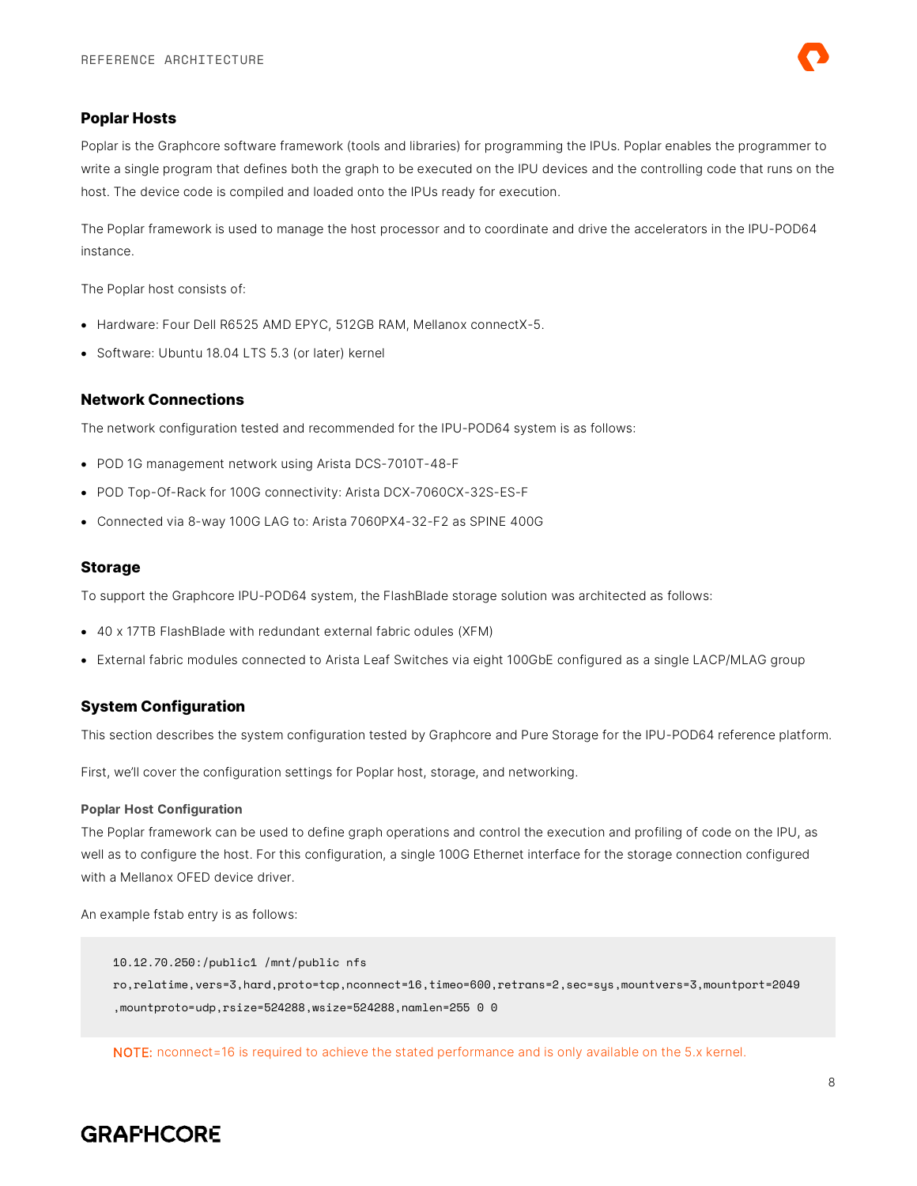### Poplar Hosts

Poplar is the Graphcore software framework (tools and libraries) for programming the IPUs. Poplar enables the programmer to write a single program that defines both the graph to be executed on the IPU devices and the controlling code that runs on the host. The device code is compiled and loaded onto the IPUs ready for execution.

The Poplar framework is used to manage the host processor and to coordinate and drive the accelerators in the IPU-POD64 instance.

The Poplar host consists of:

- Hardware: Four Dell R6525 AMD EPYC, 512GB RAM, Mellanox connectX-5.
- Software: Ubuntu 18.04 LTS 5.3 (or later) kernel

### Network Connections

The network configuration tested and recommended for the IPU-POD64 system is as follows:

- POD 1G management network using Arista DCS-7010T-48-F
- POD Top-Of-Rack for 100G connectivity: Arista DCX-7060CX-32S-ES-F
- Connected via 8-way 100G LAG to: Arista 7060PX4-32-F2 as SPINE 400G

### Storage

To support the Graphcore IPU-POD64 system, the FlashBlade storage solution was architected as follows:

- 40 x 17TB FlashBlade with redundant external fabric odules (XFM)
- External fabric modules connected to Arista Leaf Switches via eight 100GbE configured as a single LACP/MLAG group

### System Configuration

This section describes the system configuration tested by Graphcore and Pure Storage for the IPU-POD64 reference platform.

First, we'll cover the configuration settings for Poplar host, storage, and networking.

#### Poplar Host Configuration

The Poplar framework can be used to define graph operations and control the execution and profiling of code on the IPU, as well as to configure the host. For this configuration, a single 100G Ethernet interface for the storage connection configured with a Mellanox OFED device driver.

An example fstab entry is as follows:

```
10.12.70.250:/public1 /mnt/public nfs
ro,relatime,vers=3,hard,proto=tcp,nconnect=16,timeo=600,retrans=2,sec=sys,mountvers=3,mountport=2049
,mountproto=udp,rsize=524288,wsize=524288,namlen=255 0 0
```

NOTE: nconnect=16 is required to achieve the stated performance and is only available on the 5.x kernel.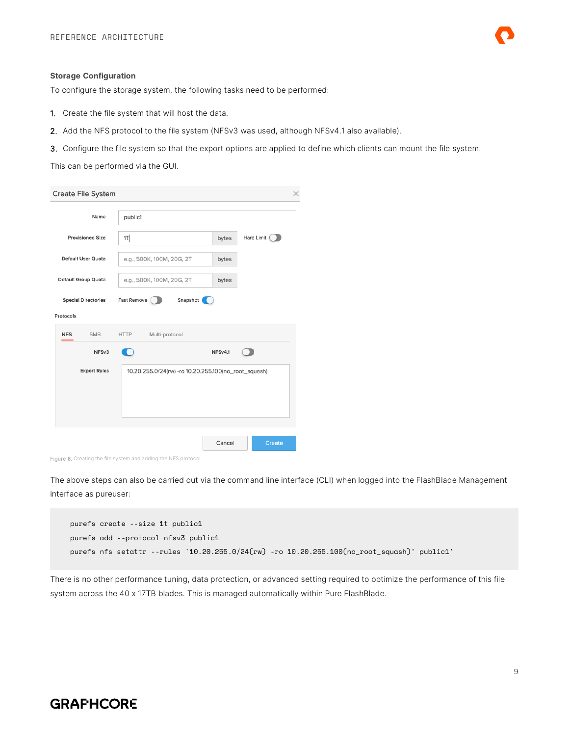### Storage Configuration

To configure the storage system, the following tasks need to be performed:

1. Create the file system that will host the data.
2. Add the NFS protocol to the file system (NFSv3 was used, although NFSv4.1 also available).
3. Configure the file system so that the export options are applied to define which clients can mount the file system.

This can be performed via the GUI.

Figure 6. Creating the file system and adding the NFS protocol.

The above steps can also be carried out via the command line interface (CLI) when logged into the FlashBlade Management interface as pureuser:

```
purefs create --size 1t public1
purefs add --protocol nfsv3 public1
purefs nfs setattr --rules '10.20.255.0/24(rw) -ro 10.20.255.100(no_root_squash)' public1'
```

There is no other performance tuning, data protection, or advanced setting required to optimize the performance of this file system across the 40 x 17TB blades. This is managed automatically within Pure FlashBlade.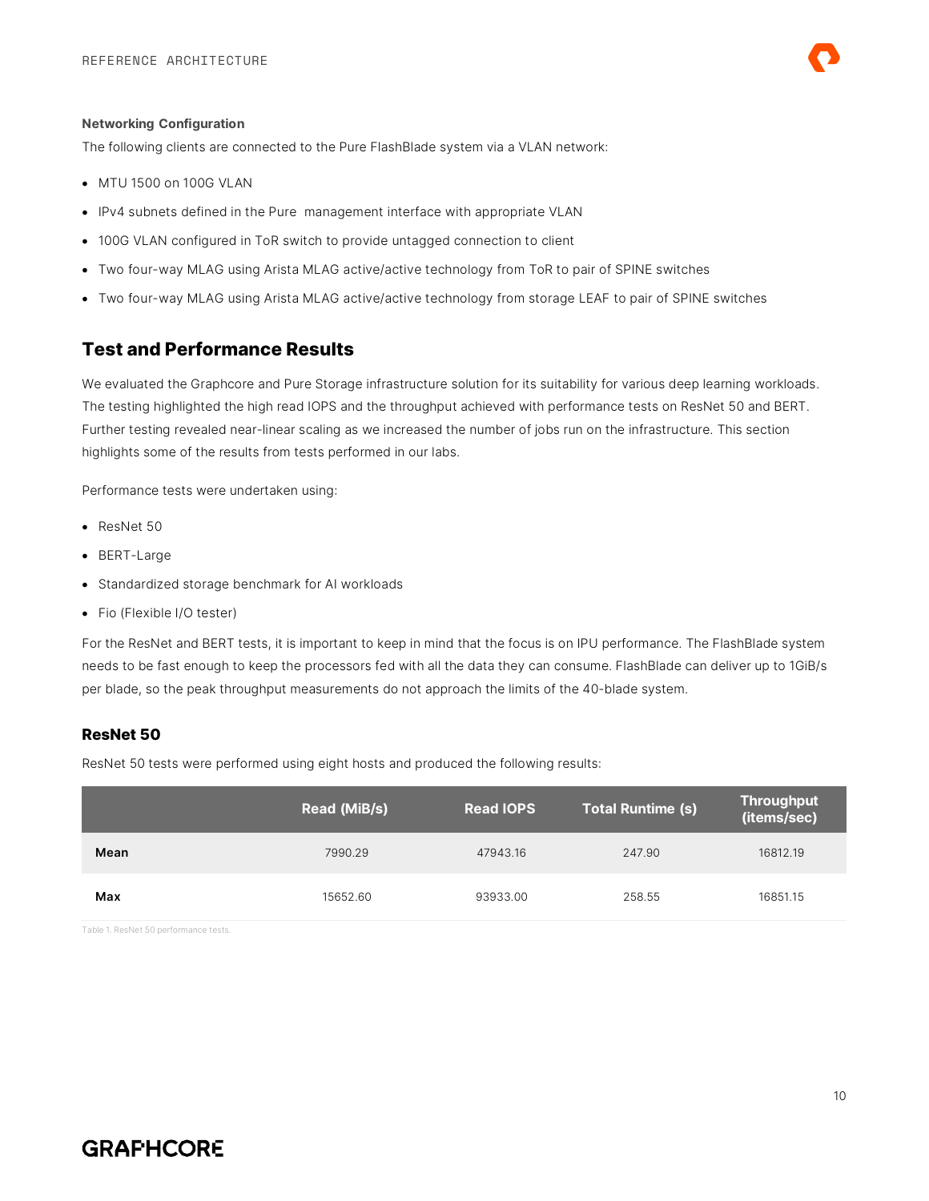#### Networking Configuration

The following clients are connected to the Pure FlashBlade system via a VLAN network:

- MTU 1500 on 100G VLAN
- IPv4 subnets defined in the Pure management interface with appropriate VLAN
- 100G VLAN configured in ToR switch to provide untagged connection to client
- Two four-way MLAG using Arista MLAG active/active technology from ToR to pair of SPINE switches
- Two four-way MLAG using Arista MLAG active/active technology from storage LEAF to pair of SPINE switches

## Test and Performance Results

We evaluated the Graphcore and Pure Storage infrastructure solution for its suitability for various deep learning workloads. The testing highlighted the high read IOPS and the throughput achieved with performance tests on ResNet 50 and BERT. Further testing revealed near-linear scaling as we increased the number of jobs run on the infrastructure. This section highlights some of the results from tests performed in our labs.

Performance tests were undertaken using:

- ResNet 50
- BERT-Large
- Standardized storage benchmark for AI workloads
- Fio (Flexible I/O tester)

For the ResNet and BERT tests, it is important to keep in mind that the focus is on IPU performance. The FlashBlade system needs to be fast enough to keep the processors fed with all the data they can consume. FlashBlade can deliver up to 1GiB/s per blade, so the peak throughput measurements do not approach the limits of the 40-blade system.

### ResNet 50

ResNet 50 tests were performed using eight hosts and produced the following results:

| | Read (MiB/s) | Read IOPS | Total Runtime (s) | Throughput (items/sec) |
|---|---|---|---|---|
| **Mean** | 7990.29 | 47943.16 | 247.90 | 16812.19 |
| **Max** | 15652.60 | 93933.00 | 258.55 | 16851.15 |

Table 1. ResNet 50 performance tests.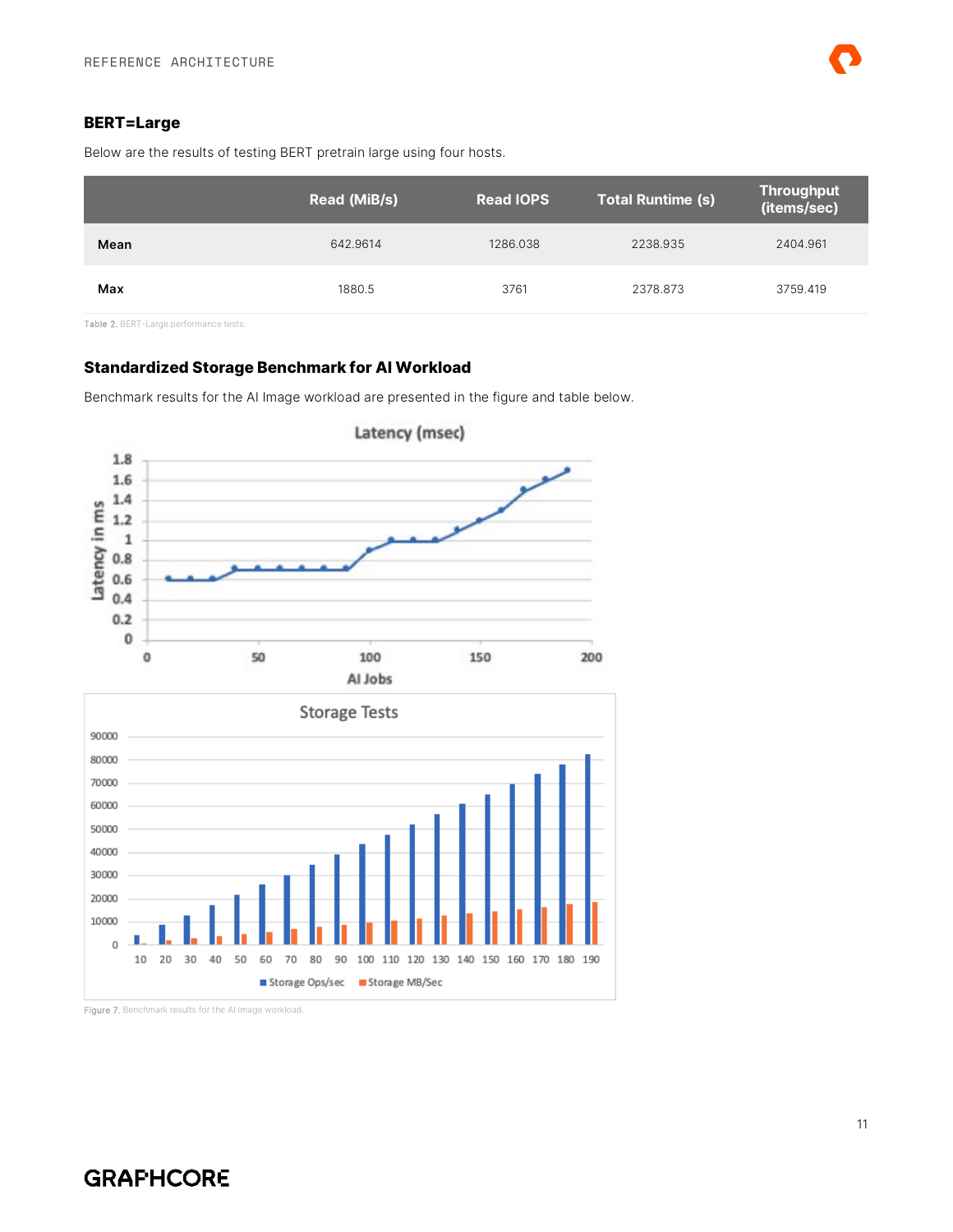### BERT=Large

Below are the results of testing BERT pretrain large using four hosts.

| | Read (MiB/s) | Read IOPS | Total Runtime (s) | Throughput (items/sec) |
|---|---|---|---|---|
| Mean | 642.9614 | 1286.038 | 2238.935 | 2404.961 |
| Max | 1880.5 | 3761 | 2378.873 | 3759.419 |

Table 2. BERT-Large performance tests.

### Standardized Storage Benchmark for AI Workload

Benchmark results for the AI Image workload are presented in the figure and table below.

Figure 7. Benchmark results for the AI Image workload.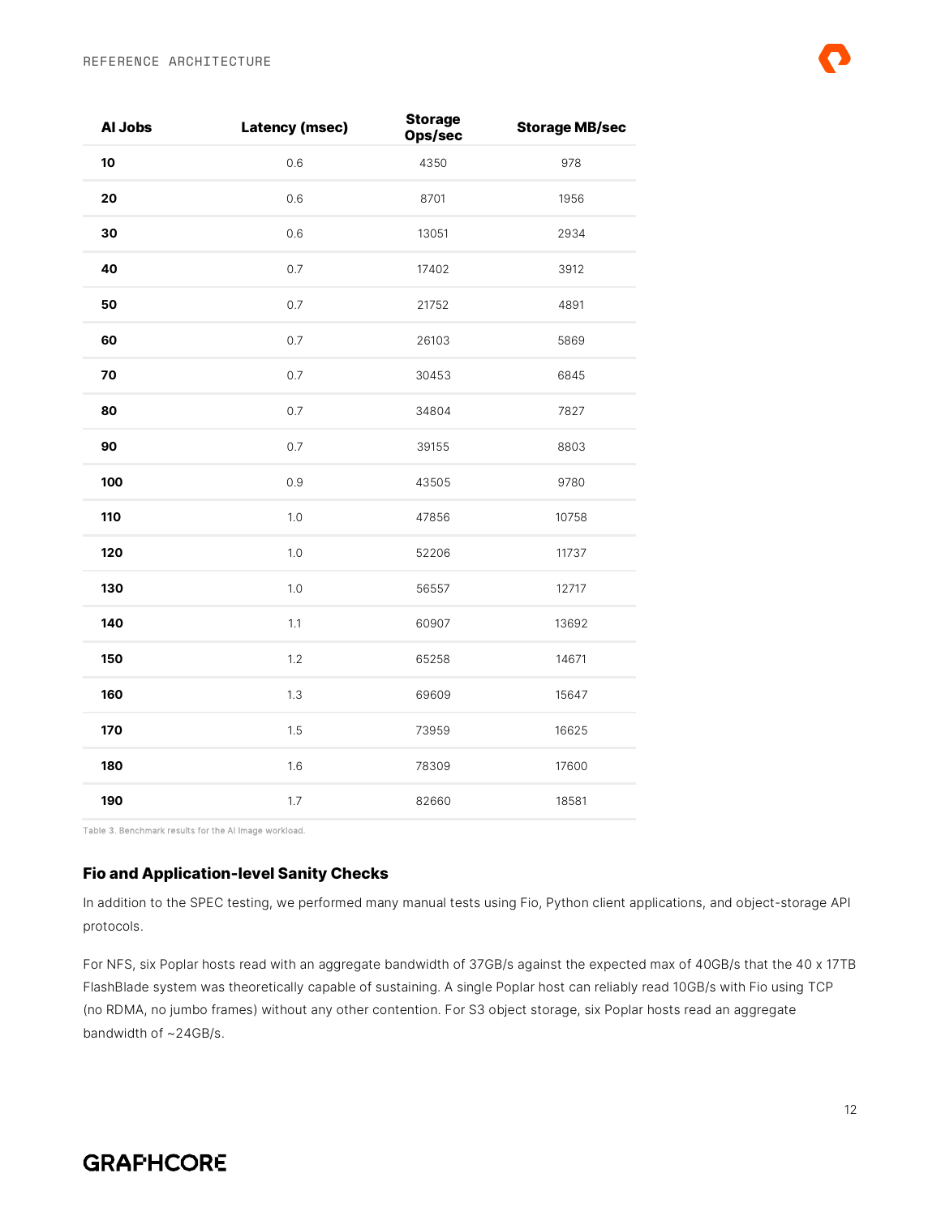| AI Jobs | Latency (msec) | Storage Ops/sec | Storage MB/sec |
|---|---|---|---|
| **10** | 0.6 | 4350 | 978 |
| **20** | 0.6 | 8701 | 1956 |
| **30** | 0.6 | 13051 | 2934 |
| **40** | 0.7 | 17402 | 3912 |
| **50** | 0.7 | 21752 | 4891 |
| **60** | 0.7 | 26103 | 5869 |
| **70** | 0.7 | 30453 | 6845 |
| **80** | 0.7 | 34804 | 7827 |
| **90** | 0.7 | 39155 | 8803 |
| **100** | 0.9 | 43505 | 9780 |
| **110** | 1.0 | 47856 | 10758 |
| **120** | 1.0 | 52206 | 11737 |
| **130** | 1.0 | 56557 | 12717 |
| **140** | 1.1 | 60907 | 13692 |
| **150** | 1.2 | 65258 | 14671 |
| **160** | 1.3 | 69609 | 15647 |
| **170** | 1.5 | 73959 | 16625 |
| **180** | 1.6 | 78309 | 17600 |
| **190** | 1.7 | 82660 | 18581 |

Table 3. Benchmark results for the AI Image workload.

### Fio and Application-level Sanity Checks

In addition to the SPEC testing, we performed many manual tests using Fio, Python client applications, and object-storage API protocols.

For NFS, six Poplar hosts read with an aggregate bandwidth of 37GB/s against the expected max of 40GB/s that the 40 x 17TB FlashBlade system was theoretically capable of sustaining. A single Poplar host can reliably read 10GB/s with Fio using TCP (no RDMA, no jumbo frames) without any other contention. For S3 object storage, six Poplar hosts read an aggregate bandwidth of ~24GB/s.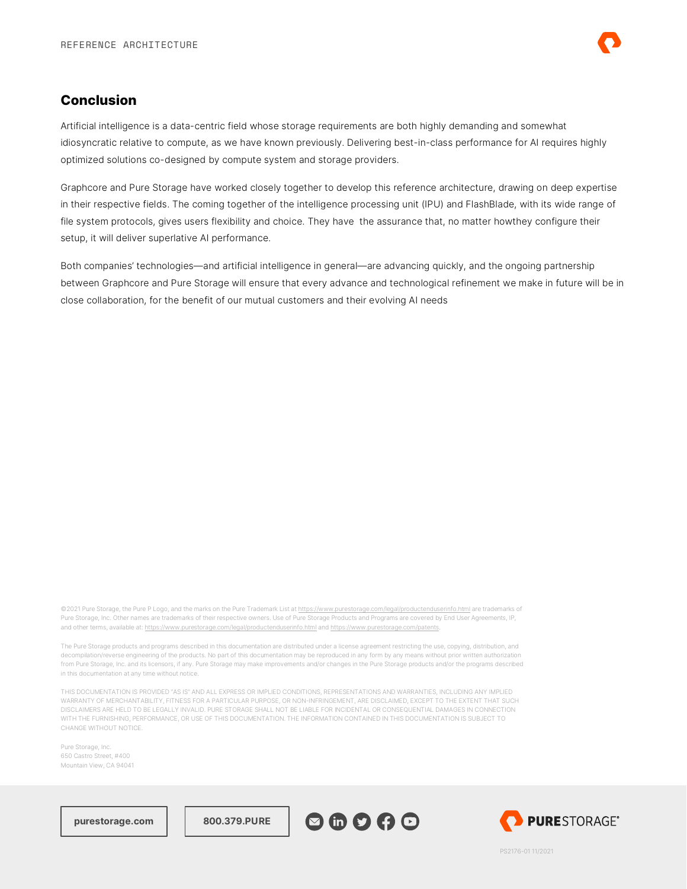## Conclusion

Artificial intelligence is a data-centric field whose storage requirements are both highly demanding and somewhat idiosyncratic relative to compute, as we have known previously. Delivering best-in-class performance for AI requires highly optimized solutions co-designed by compute system and storage providers.

Graphcore and Pure Storage have worked closely together to develop this reference architecture, drawing on deep expertise in their respective fields. The coming together of the intelligence processing unit (IPU) and FlashBlade, with its wide range of file system protocols, gives users flexibility and choice. They have the assurance that, no matter howthey configure their setup, it will deliver superlative AI performance.

Both companies' technologies—and artificial intelligence in general—are advancing quickly, and the ongoing partnership between Graphcore and Pure Storage will ensure that every advance and technological refinement we make in future will be in close collaboration, for the benefit of our mutual customers and their evolving AI needs

©2021 Pure Storage, the Pure P Logo, and the marks on the Pure Trademark List at https://www.purestorage.com/legal/productenduserinfo.html are trademarks of Pure Storage, Inc. Other names are trademarks of their respective owners. Use of Pure Storage Products and Programs are covered by End User Agreements, IP, and other terms, available at: https://www.purestorage.com/legal/productenduserinfo.html and https://www.purestorage.com/patents.

The Pure Storage products and programs described in this documentation are distributed under a license agreement restricting the use, copying, distribution, and decompilation/reverse engineering of the products. No part of this documentation may be reproduced in any form by any means without prior written authorization from Pure Storage, Inc. and its licensors, if any. Pure Storage may make improvements and/or changes in the Pure Storage products and/or the programs described in this documentation at any time without notice.

THIS DOCUMENTATION IS PROVIDED "AS IS" AND ALL EXPRESS OR IMPLIED CONDITIONS, REPRESENTATIONS AND WARRANTIES, INCLUDING ANY IMPLIED WARRANTY OF MERCHANTABILITY, FITNESS FOR A PARTICULAR PURPOSE, OR NON-INFRINGEMENT, ARE DISCLAIMED, EXCEPT TO THE EXTENT THAT SUCH DISCLAIMERS ARE HELD TO BE LEGALLY INVALID. PURE STORAGE SHALL NOT BE LIABLE FOR INCIDENTAL OR CONSEQUENTIAL DAMAGES IN CONNECTION WITH THE FURNISHING, PERFORMANCE, OR USE OF THIS DOCUMENTATION. THE INFORMATION CONTAINED IN THIS DOCUMENTATION IS SUBJECT TO CHANGE WITHOUT NOTICE.

Pure Storage, Inc.
650 Castro Street, #400
Mountain View, CA 94041

purestorage.com

800.379.PURE

PURESTORAGE®

PS2176-01 11/2021